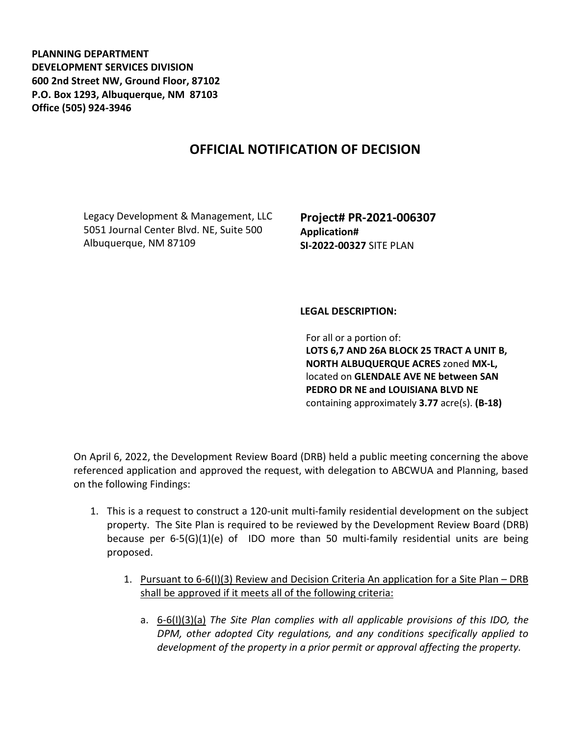**PLANNING DEPARTMENT**
**DEVELOPMENT SERVICES DIVISION**
**600 2nd Street NW, Ground Floor, 87102**
**P.O. Box 1293, Albuquerque, NM 87103**
**Office (505) 924-3946**

# OFFICIAL NOTIFICATION OF DECISION

Legacy Development & Management, LLC
5051 Journal Center Blvd. NE, Suite 500
Albuquerque, NM 87109

**Project# PR-2021-006307**
**Application#**
**SI-2022-00327** SITE PLAN

**LEGAL DESCRIPTION:**

For all or a portion of:
**LOTS 6,7 AND 26A BLOCK 25 TRACT A UNIT B, NORTH ALBUQUERQUE ACRES** zoned **MX-L,** located on **GLENDALE AVE NE between SAN PEDRO DR NE and LOUISIANA BLVD NE** containing approximately **3.77** acre(s). **(B-18)**

On April 6, 2022, the Development Review Board (DRB) held a public meeting concerning the above referenced application and approved the request, with delegation to ABCWUA and Planning, based on the following Findings:

1. This is a request to construct a 120-unit multi-family residential development on the subject property. The Site Plan is required to be reviewed by the Development Review Board (DRB) because per 6-5(G)(1)(e) of IDO more than 50 multi-family residential units are being proposed.

   1. Pursuant to 6-6(I)(3) Review and Decision Criteria An application for a Site Plan – DRB shall be approved if it meets all of the following criteria:

      a. 6-6(I)(3)(a) *The Site Plan complies with all applicable provisions of this IDO, the DPM, other adopted City regulations, and any conditions specifically applied to development of the property in a prior permit or approval affecting the property.*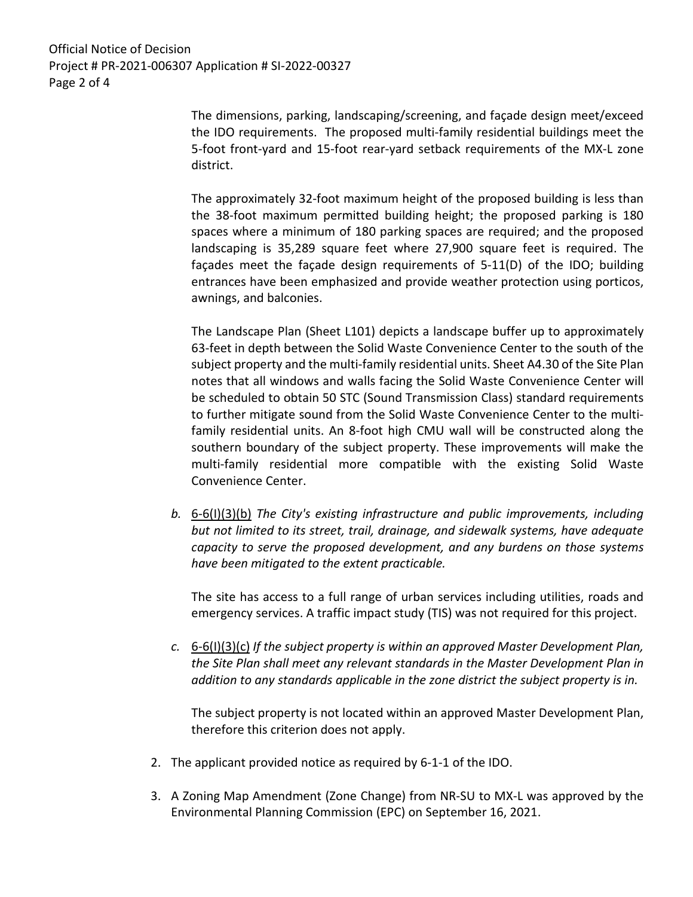The dimensions, parking, landscaping/screening, and façade design meet/exceed the IDO requirements. The proposed multi-family residential buildings meet the 5-foot front-yard and 15-foot rear-yard setback requirements of the MX-L zone district.

The approximately 32-foot maximum height of the proposed building is less than the 38-foot maximum permitted building height; the proposed parking is 180 spaces where a minimum of 180 parking spaces are required; and the proposed landscaping is 35,289 square feet where 27,900 square feet is required. The façades meet the façade design requirements of 5-11(D) of the IDO; building entrances have been emphasized and provide weather protection using porticos, awnings, and balconies.

The Landscape Plan (Sheet L101) depicts a landscape buffer up to approximately 63-feet in depth between the Solid Waste Convenience Center to the south of the subject property and the multi-family residential units. Sheet A4.30 of the Site Plan notes that all windows and walls facing the Solid Waste Convenience Center will be scheduled to obtain 50 STC (Sound Transmission Class) standard requirements to further mitigate sound from the Solid Waste Convenience Center to the multi-family residential units. An 8-foot high CMU wall will be constructed along the southern boundary of the subject property. These improvements will make the multi-family residential more compatible with the existing Solid Waste Convenience Center.

*b.* 6-6(I)(3)(b) *The City's existing infrastructure and public improvements, including but not limited to its street, trail, drainage, and sidewalk systems, have adequate capacity to serve the proposed development, and any burdens on those systems have been mitigated to the extent practicable.*

   The site has access to a full range of urban services including utilities, roads and emergency services. A traffic impact study (TIS) was not required for this project.

*c.* 6-6(I)(3)(c) *If the subject property is within an approved Master Development Plan, the Site Plan shall meet any relevant standards in the Master Development Plan in addition to any standards applicable in the zone district the subject property is in.*

   The subject property is not located within an approved Master Development Plan, therefore this criterion does not apply.

2. The applicant provided notice as required by 6-1-1 of the IDO.

3. A Zoning Map Amendment (Zone Change) from NR-SU to MX-L was approved by the Environmental Planning Commission (EPC) on September 16, 2021.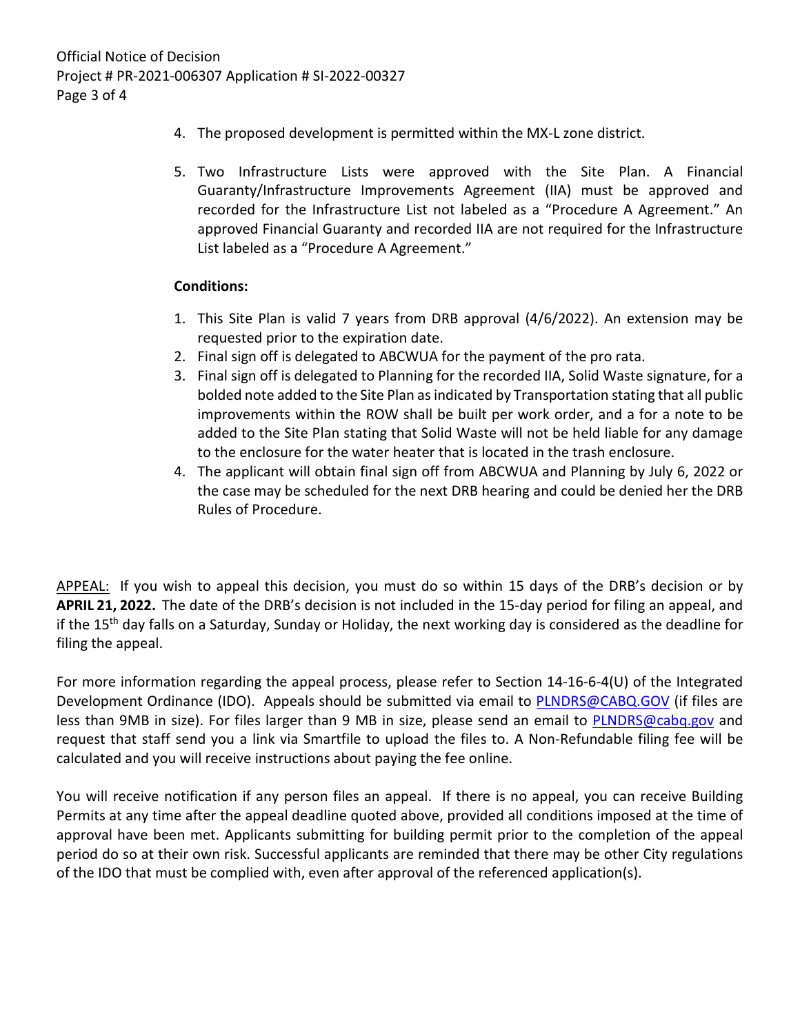4. The proposed development is permitted within the MX-L zone district.

5. Two Infrastructure Lists were approved with the Site Plan. A Financial Guaranty/Infrastructure Improvements Agreement (IIA) must be approved and recorded for the Infrastructure List not labeled as a "Procedure A Agreement." An approved Financial Guaranty and recorded IIA are not required for the Infrastructure List labeled as a "Procedure A Agreement."

**Conditions:**

1. This Site Plan is valid 7 years from DRB approval (4/6/2022). An extension may be requested prior to the expiration date.
2. Final sign off is delegated to ABCWUA for the payment of the pro rata.
3. Final sign off is delegated to Planning for the recorded IIA, Solid Waste signature, for a bolded note added to the Site Plan as indicated by Transportation stating that all public improvements within the ROW shall be built per work order, and a for a note to be added to the Site Plan stating that Solid Waste will not be held liable for any damage to the enclosure for the water heater that is located in the trash enclosure.
4. The applicant will obtain final sign off from ABCWUA and Planning by July 6, 2022 or the case may be scheduled for the next DRB hearing and could be denied her the DRB Rules of Procedure.

<u>APPEAL:</u> If you wish to appeal this decision, you must do so within 15 days of the DRB's decision or by **APRIL 21, 2022.** The date of the DRB's decision is not included in the 15-day period for filing an appeal, and if the 15th day falls on a Saturday, Sunday or Holiday, the next working day is considered as the deadline for filing the appeal.

For more information regarding the appeal process, please refer to Section 14-16-6-4(U) of the Integrated Development Ordinance (IDO). Appeals should be submitted via email to PLNDRS@CABQ.GOV (if files are less than 9MB in size). For files larger than 9 MB in size, please send an email to PLNDRS@cabq.gov and request that staff send you a link via Smartfile to upload the files to. A Non-Refundable filing fee will be calculated and you will receive instructions about paying the fee online.

You will receive notification if any person files an appeal. If there is no appeal, you can receive Building Permits at any time after the appeal deadline quoted above, provided all conditions imposed at the time of approval have been met. Applicants submitting for building permit prior to the completion of the appeal period do so at their own risk. Successful applicants are reminded that there may be other City regulations of the IDO that must be complied with, even after approval of the referenced application(s).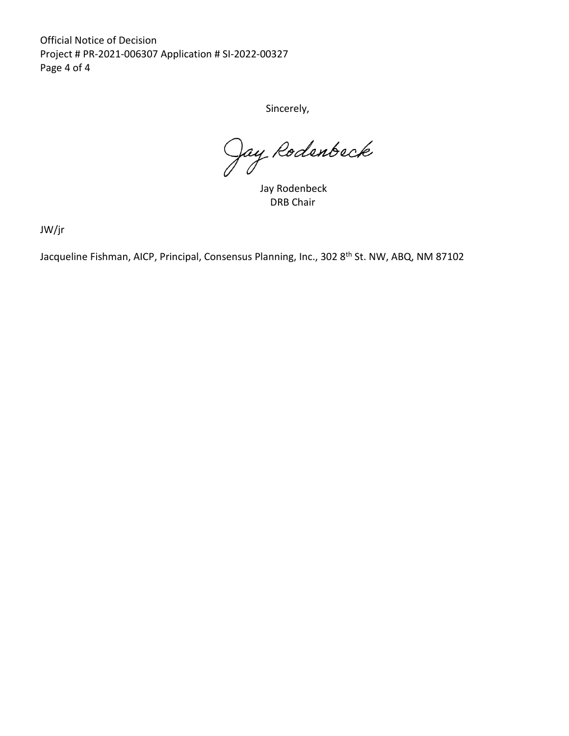Sincerely,

Jay Rodenbeck

Jay Rodenbeck
DRB Chair

JW/jr

Jacqueline Fishman, AICP, Principal, Consensus Planning, Inc., 302 8th St. NW, ABQ, NM 87102